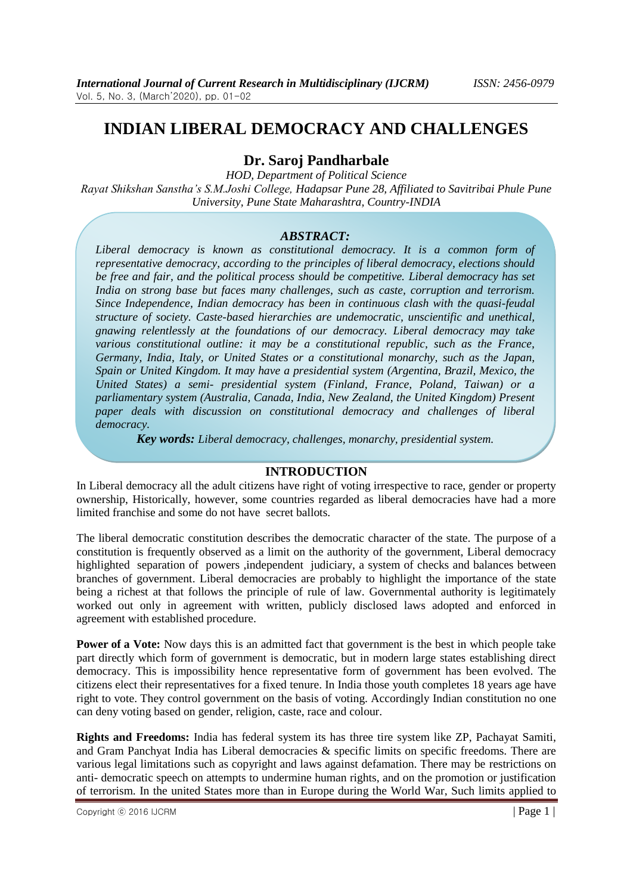# INDIAN LIBERAL DEMOCRACY AND CHALLENGES

## Dr. Saroj Pandharbale

*HOD, Department of Political Science*
*Rayat Shikshan Sanstha's S.M.Joshi College, Hadapsar Pune 28, Affiliated to Savitribai Phule Pune University, Pune State Maharashtra, Country-INDIA*

### *ABSTRACT:*

*Liberal democracy is known as constitutional democracy. It is a common form of representative democracy, according to the principles of liberal democracy, elections should be free and fair, and the political process should be competitive. Liberal democracy has set India on strong base but faces many challenges, such as caste, corruption and terrorism. Since Independence, Indian democracy has been in continuous clash with the quasi-feudal structure of society. Caste-based hierarchies are undemocratic, unscientific and unethical, gnawing relentlessly at the foundations of our democracy. Liberal democracy may take various constitutional outline: it may be a constitutional republic, such as the France, Germany, India, Italy, or United States or a constitutional monarchy, such as the Japan, Spain or United Kingdom. It may have a presidential system (Argentina, Brazil, Mexico, the United States) a semi- presidential system (Finland, France, Poland, Taiwan) or a parliamentary system (Australia, Canada, India, New Zealand, the United Kingdom) Present paper deals with discussion on constitutional democracy and challenges of liberal democracy.*

***Key words:*** *Liberal democracy, challenges, monarchy, presidential system.*

## INTRODUCTION

In Liberal democracy all the adult citizens have right of voting irrespective to race, gender or property ownership, Historically, however, some countries regarded as liberal democracies have had a more limited franchise and some do not have secret ballots.

The liberal democratic constitution describes the democratic character of the state. The purpose of a constitution is frequently observed as a limit on the authority of the government, Liberal democracy highlighted separation of powers ,independent judiciary, a system of checks and balances between branches of government. Liberal democracies are probably to highlight the importance of the state being a richest at that follows the principle of rule of law. Governmental authority is legitimately worked out only in agreement with written, publicly disclosed laws adopted and enforced in agreement with established procedure.

**Power of a Vote:** Now days this is an admitted fact that government is the best in which people take part directly which form of government is democratic, but in modern large states establishing direct democracy. This is impossibility hence representative form of government has been evolved. The citizens elect their representatives for a fixed tenure. In India those youth completes 18 years age have right to vote. They control government on the basis of voting. Accordingly Indian constitution no one can deny voting based on gender, religion, caste, race and colour.

**Rights and Freedoms:** India has federal system its has three tire system like ZP, Pachayat Samiti, and Gram Panchyat India has Liberal democracies & specific limits on specific freedoms. There are various legal limitations such as copyright and laws against defamation. There may be restrictions on anti- democratic speech on attempts to undermine human rights, and on the promotion or justification of terrorism. In the united States more than in Europe during the World War, Such limits applied to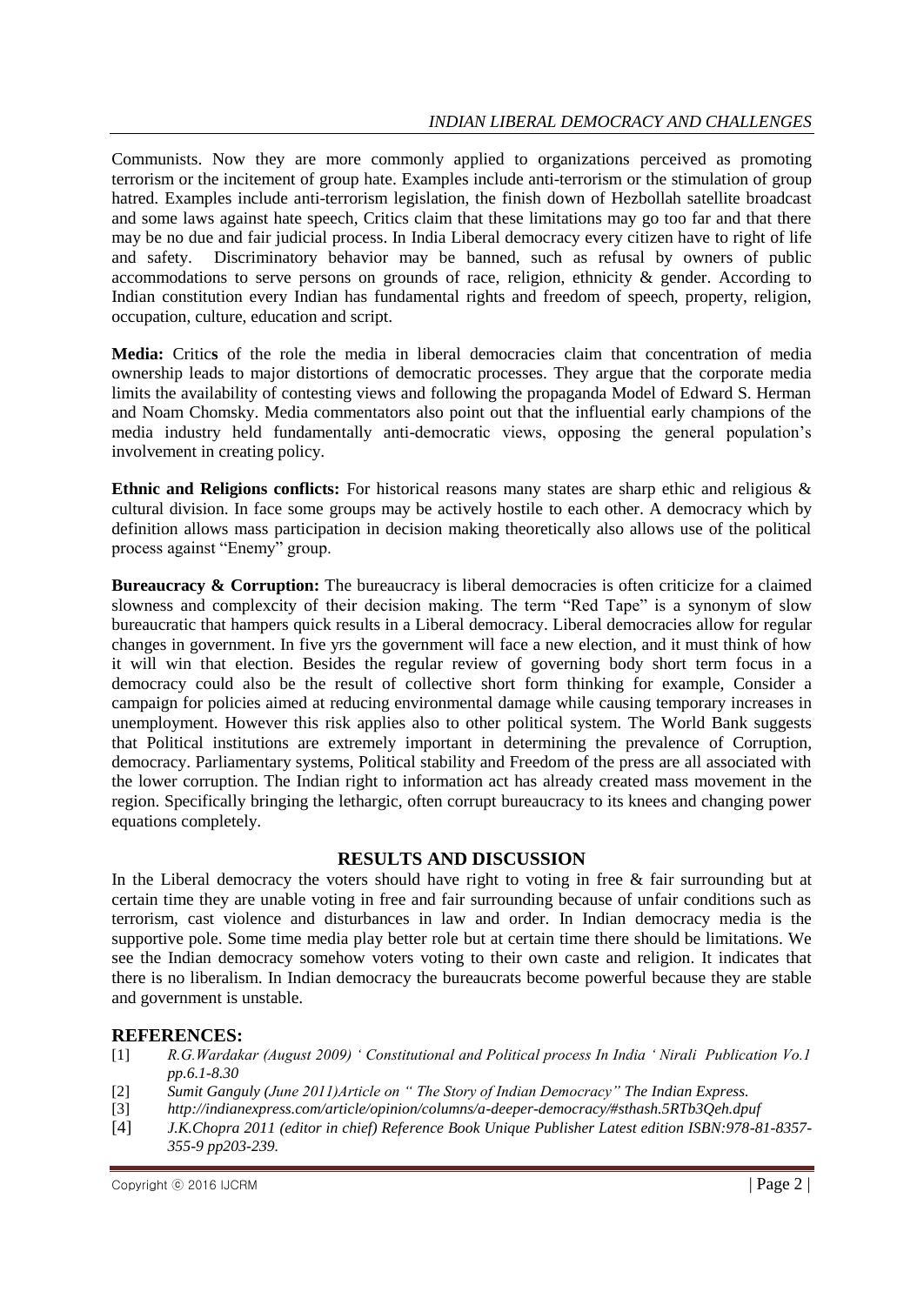Communists. Now they are more commonly applied to organizations perceived as promoting terrorism or the incitement of group hate. Examples include anti-terrorism or the stimulation of group hatred. Examples include anti-terrorism legislation, the finish down of Hezbollah satellite broadcast and some laws against hate speech, Critics claim that these limitations may go too far and that there may be no due and fair judicial process. In India Liberal democracy every citizen have to right of life and safety. Discriminatory behavior may be banned, such as refusal by owners of public accommodations to serve persons on grounds of race, religion, ethnicity & gender. According to Indian constitution every Indian has fundamental rights and freedom of speech, property, religion, occupation, culture, education and script.

**Media:** Critics of the role the media in liberal democracies claim that concentration of media ownership leads to major distortions of democratic processes. They argue that the corporate media limits the availability of contesting views and following the propaganda Model of Edward S. Herman and Noam Chomsky. Media commentators also point out that the influential early champions of the media industry held fundamentally anti-democratic views, opposing the general population's involvement in creating policy.

**Ethnic and Religions conflicts:** For historical reasons many states are sharp ethic and religious & cultural division. In face some groups may be actively hostile to each other. A democracy which by definition allows mass participation in decision making theoretically also allows use of the political process against "Enemy" group.

**Bureaucracy & Corruption:** The bureaucracy is liberal democracies is often criticize for a claimed slowness and complexcity of their decision making. The term "Red Tape" is a synonym of slow bureaucratic that hampers quick results in a Liberal democracy. Liberal democracies allow for regular changes in government. In five yrs the government will face a new election, and it must think of how it will win that election. Besides the regular review of governing body short term focus in a democracy could also be the result of collective short form thinking for example, Consider a campaign for policies aimed at reducing environmental damage while causing temporary increases in unemployment. However this risk applies also to other political system. The World Bank suggests that Political institutions are extremely important in determining the prevalence of Corruption, democracy. Parliamentary systems, Political stability and Freedom of the press are all associated with the lower corruption. The Indian right to information act has already created mass movement in the region. Specifically bringing the lethargic, often corrupt bureaucracy to its knees and changing power equations completely.

## RESULTS AND DISCUSSION

In the Liberal democracy the voters should have right to voting in free & fair surrounding but at certain time they are unable voting in free and fair surrounding because of unfair conditions such as terrorism, cast violence and disturbances in law and order. In Indian democracy media is the supportive pole. Some time media play better role but at certain time there should be limitations. We see the Indian democracy somehow voters voting to their own caste and religion. It indicates that there is no liberalism. In Indian democracy the bureaucrats become powerful because they are stable and government is unstable.

## REFERENCES:

[1] *R.G.Wardakar (August 2009) ' Constitutional and Political process In India ' Nirali Publication Vo.1 pp.6.1-8.30*

[2] *Sumit Ganguly (June 2011)Article on " The Story of Indian Democracy" The Indian Express.*

[3] *http://indianexpress.com/article/opinion/columns/a-deeper-democracy/#sthash.5RTb3Qeh.dpuf*

[4] *J.K.Chopra 2011 (editor in chief) Reference Book Unique Publisher Latest edition ISBN:978-81-8357-355-9 pp203-239.*